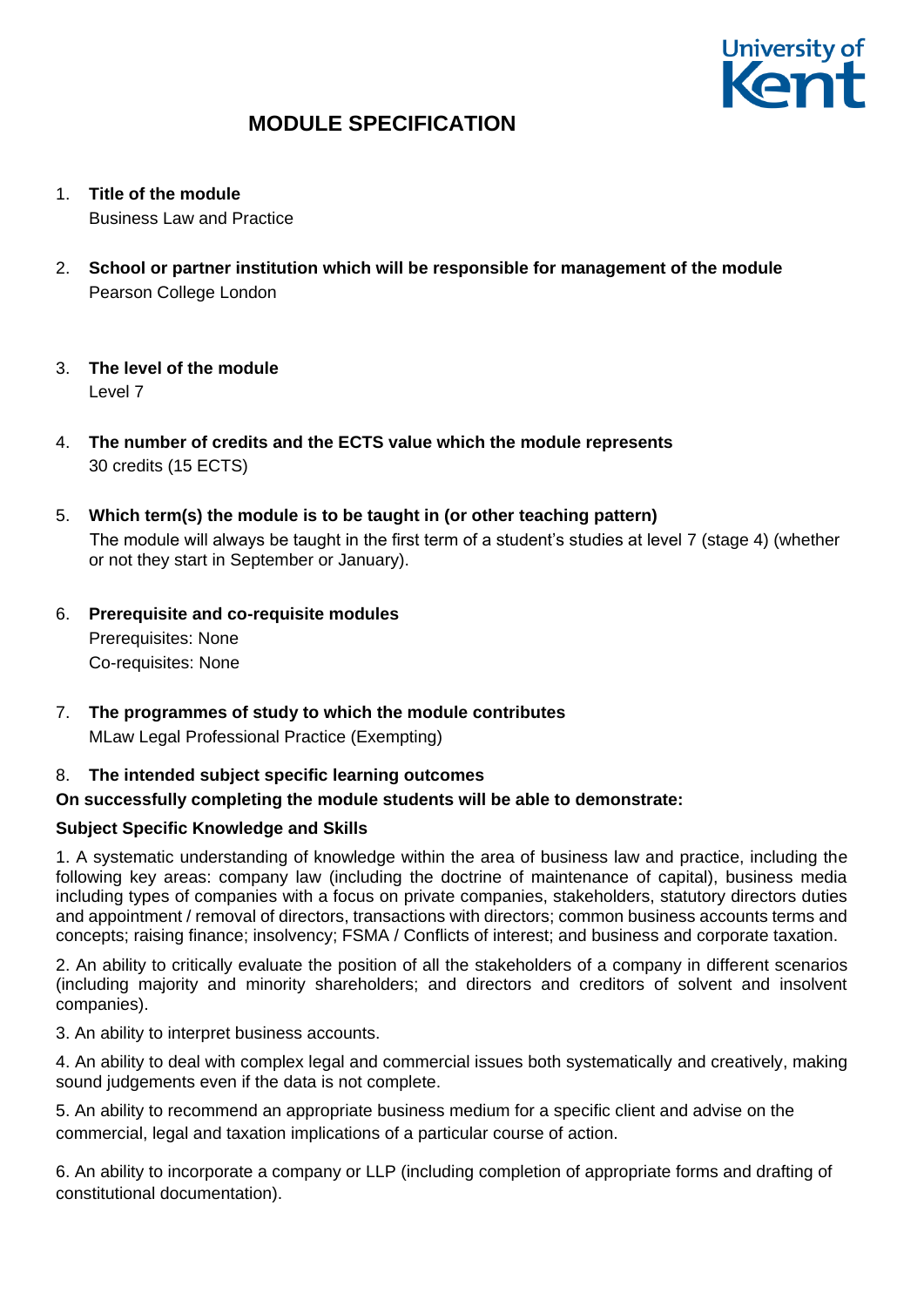# MODULE SPECIFICATION

1. **Title of the module**
   Business Law and Practice

2. **School or partner institution which will be responsible for management of the module**
   Pearson College London

3. **The level of the module**
   Level 7

4. **The number of credits and the ECTS value which the module represents**
   30 credits (15 ECTS)

5. **Which term(s) the module is to be taught in (or other teaching pattern)**
   The module will always be taught in the first term of a student's studies at level 7 (stage 4) (whether or not they start in September or January).

6. **Prerequisite and co-requisite modules**
   Prerequisites: None
   Co-requisites: None

7. **The programmes of study to which the module contributes**
   MLaw Legal Professional Practice (Exempting)

8. **The intended subject specific learning outcomes**

**On successfully completing the module students will be able to demonstrate:**

**Subject Specific Knowledge and Skills**

1. A systematic understanding of knowledge within the area of business law and practice, including the following key areas: company law (including the doctrine of maintenance of capital), business media including types of companies with a focus on private companies, stakeholders, statutory directors duties and appointment / removal of directors, transactions with directors; common business accounts terms and concepts; raising finance; insolvency; FSMA / Conflicts of interest; and business and corporate taxation.

2. An ability to critically evaluate the position of all the stakeholders of a company in different scenarios (including majority and minority shareholders; and directors and creditors of solvent and insolvent companies).

3. An ability to interpret business accounts.

4. An ability to deal with complex legal and commercial issues both systematically and creatively, making sound judgements even if the data is not complete.

5. An ability to recommend an appropriate business medium for a specific client and advise on the commercial, legal and taxation implications of a particular course of action.

6. An ability to incorporate a company or LLP (including completion of appropriate forms and drafting of constitutional documentation).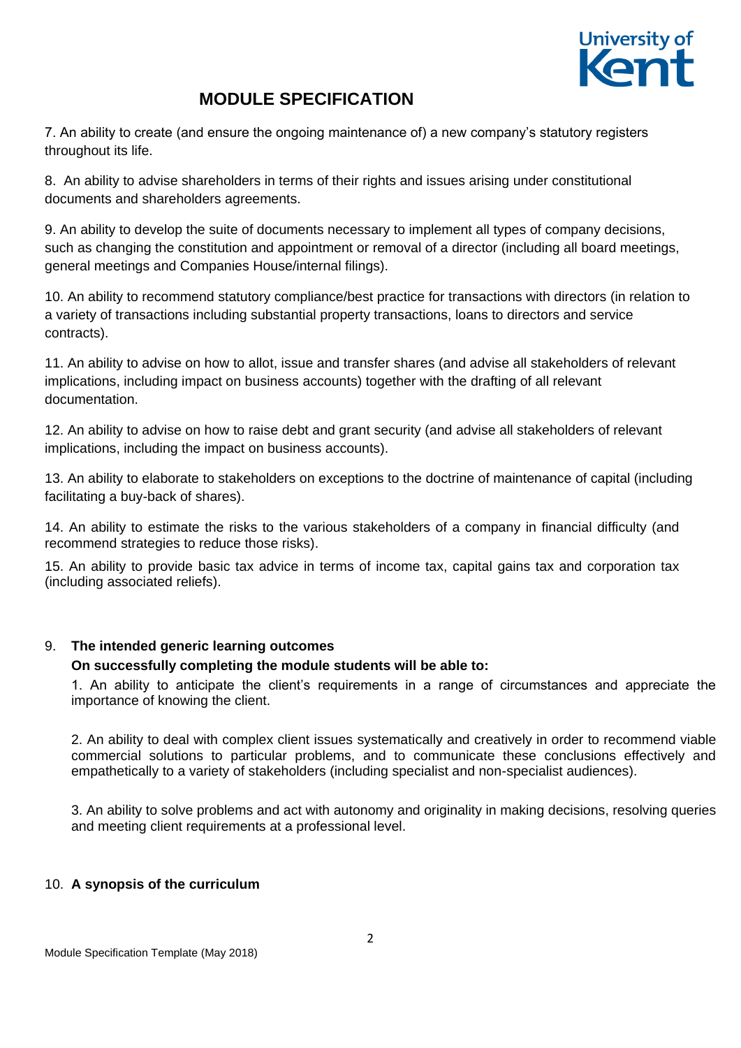7. An ability to create (and ensure the ongoing maintenance of) a new company's statutory registers throughout its life.

8. An ability to advise shareholders in terms of their rights and issues arising under constitutional documents and shareholders agreements.

9. An ability to develop the suite of documents necessary to implement all types of company decisions, such as changing the constitution and appointment or removal of a director (including all board meetings, general meetings and Companies House/internal filings).

10. An ability to recommend statutory compliance/best practice for transactions with directors (in relation to a variety of transactions including substantial property transactions, loans to directors and service contracts).

11. An ability to advise on how to allot, issue and transfer shares (and advise all stakeholders of relevant implications, including impact on business accounts) together with the drafting of all relevant documentation.

12. An ability to advise on how to raise debt and grant security (and advise all stakeholders of relevant implications, including the impact on business accounts).

13. An ability to elaborate to stakeholders on exceptions to the doctrine of maintenance of capital (including facilitating a buy-back of shares).

14. An ability to estimate the risks to the various stakeholders of a company in financial difficulty (and recommend strategies to reduce those risks).

15. An ability to provide basic tax advice in terms of income tax, capital gains tax and corporation tax (including associated reliefs).

## 9. The intended generic learning outcomes

**On successfully completing the module students will be able to:**

1. An ability to anticipate the client's requirements in a range of circumstances and appreciate the importance of knowing the client.

2. An ability to deal with complex client issues systematically and creatively in order to recommend viable commercial solutions to particular problems, and to communicate these conclusions effectively and empathetically to a variety of stakeholders (including specialist and non-specialist audiences).

3. An ability to solve problems and act with autonomy and originality in making decisions, resolving queries and meeting client requirements at a professional level.

## 10. A synopsis of the curriculum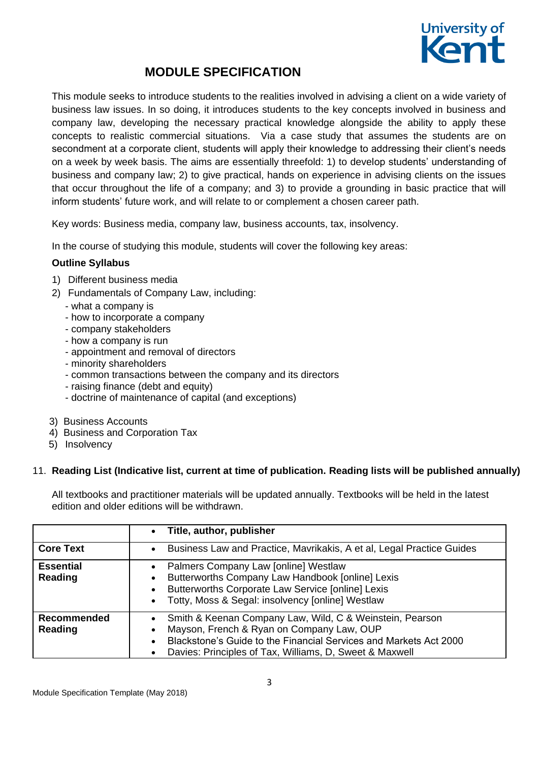## MODULE SPECIFICATION

This module seeks to introduce students to the realities involved in advising a client on a wide variety of business law issues. In so doing, it introduces students to the key concepts involved in business and company law, developing the necessary practical knowledge alongside the ability to apply these concepts to realistic commercial situations. Via a case study that assumes the students are on secondment at a corporate client, students will apply their knowledge to addressing their client's needs on a week by week basis. The aims are essentially threefold: 1) to develop students' understanding of business and company law; 2) to give practical, hands on experience in advising clients on the issues that occur throughout the life of a company; and 3) to provide a grounding in basic practice that will inform students' future work, and will relate to or complement a chosen career path.

Key words: Business media, company law, business accounts, tax, insolvency.

In the course of studying this module, students will cover the following key areas:

**Outline Syllabus**

1) Different business media
2) Fundamentals of Company Law, including:
   - what a company is
   - how to incorporate a company
   - company stakeholders
   - how a company is run
   - appointment and removal of directors
   - minority shareholders
   - common transactions between the company and its directors
   - raising finance (debt and equity)
   - doctrine of maintenance of capital (and exceptions)
3) Business Accounts
4) Business and Corporation Tax
5) Insolvency

11. **Reading List (Indicative list, current at time of publication. Reading lists will be published annually)**

All textbooks and practitioner materials will be updated annually. Textbooks will be held in the latest edition and older editions will be withdrawn.

| | • **Title, author, publisher** |
|---|---|
| **Core Text** | • Business Law and Practice, Mavrikakis, A et al, Legal Practice Guides |
| **Essential Reading** | • Palmers Company Law [online] Westlaw<br>• Butterworths Company Law Handbook [online] Lexis<br>• Butterworths Corporate Law Service [online] Lexis<br>• Totty, Moss & Segal: insolvency [online] Westlaw |
| **Recommended Reading** | • Smith & Keenan Company Law, Wild, C & Weinstein, Pearson<br>• Mayson, French & Ryan on Company Law, OUP<br>• Blackstone's Guide to the Financial Services and Markets Act 2000<br>• Davies: Principles of Tax, Williams, D, Sweet & Maxwell |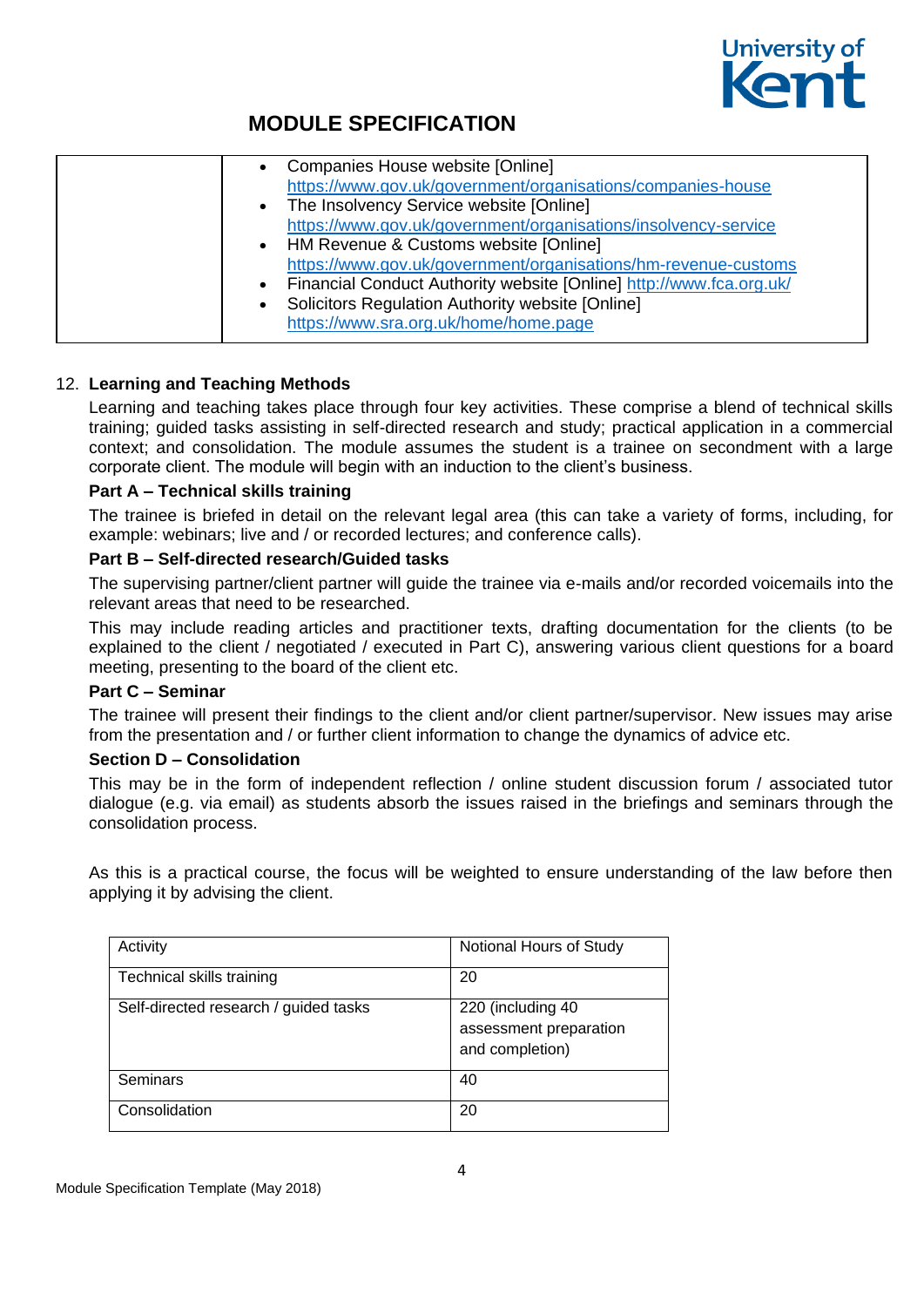# MODULE SPECIFICATION

| | |
|---|---|
| | - Companies House website [Online] https://www.gov.uk/government/organisations/companies-house<br>- The Insolvency Service website [Online] https://www.gov.uk/government/organisations/insolvency-service<br>- HM Revenue & Customs website [Online] https://www.gov.uk/government/organisations/hm-revenue-customs<br>- Financial Conduct Authority website [Online] http://www.fca.org.uk/<br>- Solicitors Regulation Authority website [Online] https://www.sra.org.uk/home/home.page |

12. **Learning and Teaching Methods**

Learning and teaching takes place through four key activities. These comprise a blend of technical skills training; guided tasks assisting in self-directed research and study; practical application in a commercial context; and consolidation. The module assumes the student is a trainee on secondment with a large corporate client. The module will begin with an induction to the client's business.

**Part A – Technical skills training**

The trainee is briefed in detail on the relevant legal area (this can take a variety of forms, including, for example: webinars; live and / or recorded lectures; and conference calls).

**Part B – Self-directed research/Guided tasks**

The supervising partner/client partner will guide the trainee via e-mails and/or recorded voicemails into the relevant areas that need to be researched.

This may include reading articles and practitioner texts, drafting documentation for the clients (to be explained to the client / negotiated / executed in Part C), answering various client questions for a board meeting, presenting to the board of the client etc.

**Part C – Seminar**

The trainee will present their findings to the client and/or client partner/supervisor. New issues may arise from the presentation and / or further client information to change the dynamics of advice etc.

**Section D – Consolidation**

This may be in the form of independent reflection / online student discussion forum / associated tutor dialogue (e.g. via email) as students absorb the issues raised in the briefings and seminars through the consolidation process.

As this is a practical course, the focus will be weighted to ensure understanding of the law before then applying it by advising the client.

| Activity | Notional Hours of Study |
|---|---|
| Technical skills training | 20 |
| Self-directed research / guided tasks | 220 (including 40 assessment preparation and completion) |
| Seminars | 40 |
| Consolidation | 20 |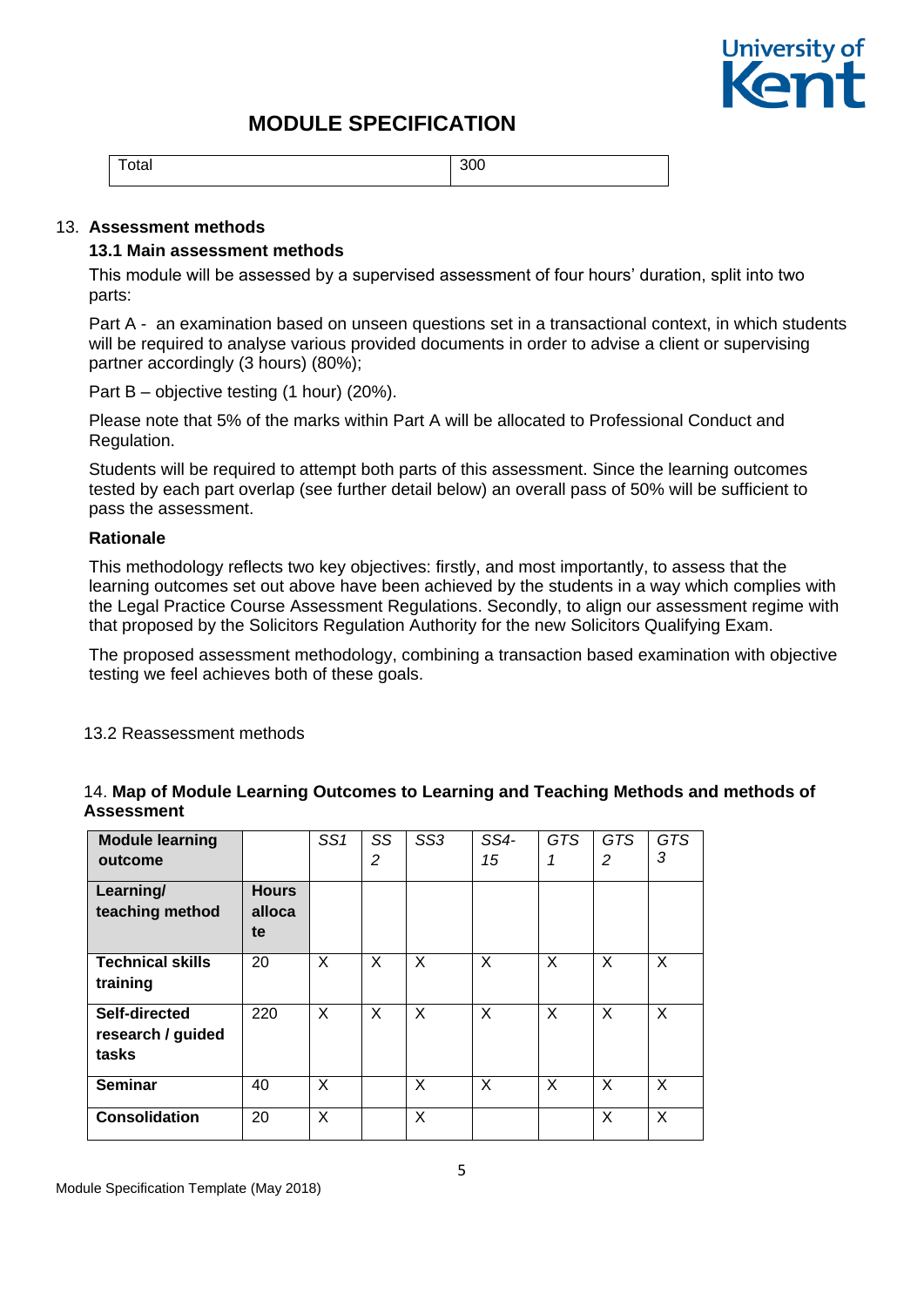| Total | 300 |
|---|---|

13. **Assessment methods**

**13.1 Main assessment methods**

This module will be assessed by a supervised assessment of four hours' duration, split into two parts:

Part A - an examination based on unseen questions set in a transactional context, in which students will be required to analyse various provided documents in order to advise a client or supervising partner accordingly (3 hours) (80%);

Part B – objective testing (1 hour) (20%).

Please note that 5% of the marks within Part A will be allocated to Professional Conduct and Regulation.

Students will be required to attempt both parts of this assessment. Since the learning outcomes tested by each part overlap (see further detail below) an overall pass of 50% will be sufficient to pass the assessment.

**Rationale**

This methodology reflects two key objectives: firstly, and most importantly, to assess that the learning outcomes set out above have been achieved by the students in a way which complies with the Legal Practice Course Assessment Regulations. Secondly, to align our assessment regime with that proposed by the Solicitors Regulation Authority for the new Solicitors Qualifying Exam.

The proposed assessment methodology, combining a transaction based examination with objective testing we feel achieves both of these goals.

13.2 Reassessment methods

14. **Map of Module Learning Outcomes to Learning and Teaching Methods and methods of Assessment**

| **Module learning outcome** | | *SS1* | *SS 2* | *SS3* | *SS4-15* | *GTS 1* | *GTS 2* | *GTS 3* |
|---|---|---|---|---|---|---|---|---|
| **Learning/ teaching method** | **Hours allocate** | | | | | | | |
| **Technical skills training** | 20 | X | X | X | X | X | X | X |
| **Self-directed research / guided tasks** | 220 | X | X | X | X | X | X | X |
| **Seminar** | 40 | X | | X | X | X | X | X |
| **Consolidation** | 20 | X | | X | | | X | X |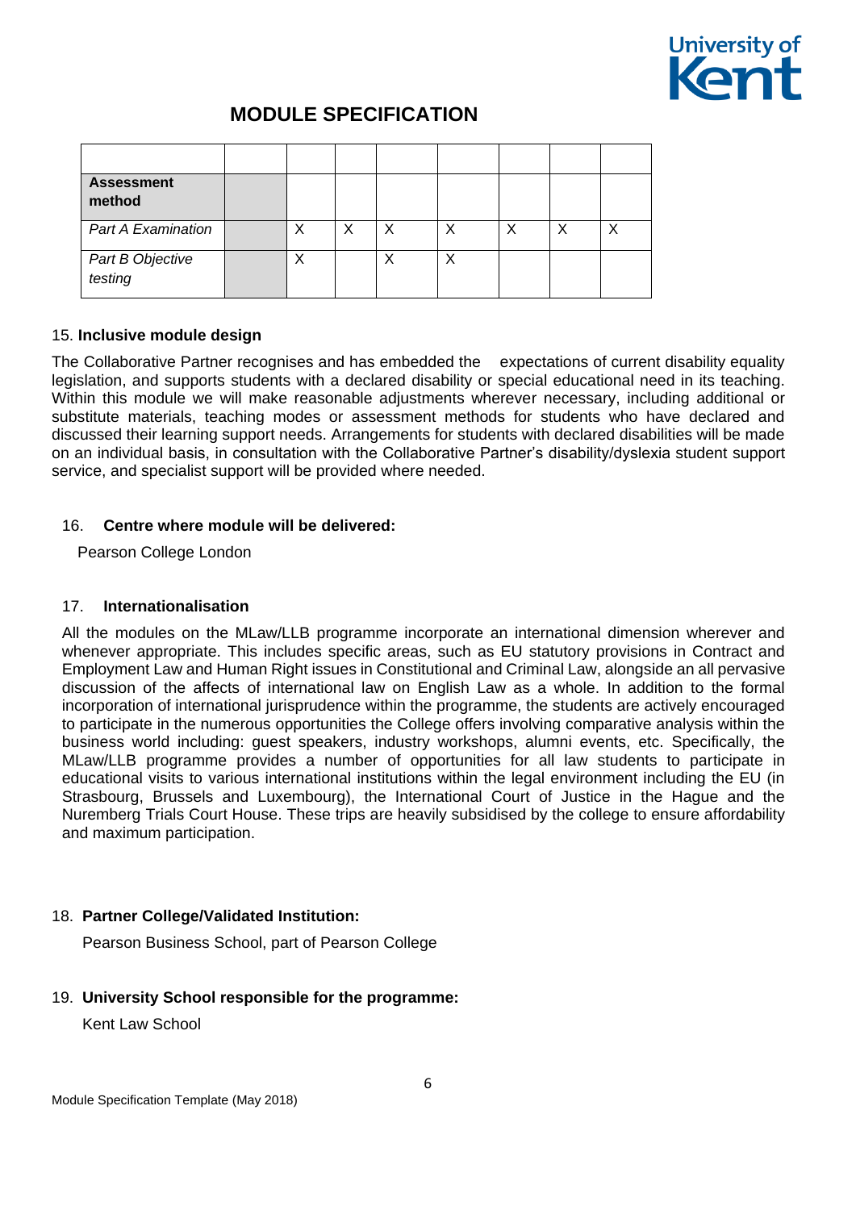# MODULE SPECIFICATION

| | | | | | | | | |
|---|---|---|---|---|---|---|---|---|
| **Assessment method** | | | | | | | | |
| *Part A Examination* | | X | X | X | X | X | X | X |
| *Part B Objective testing* | | X | | X | X | | | |

15. **Inclusive module design**

The Collaborative Partner recognises and has embedded the expectations of current disability equality legislation, and supports students with a declared disability or special educational need in its teaching. Within this module we will make reasonable adjustments wherever necessary, including additional or substitute materials, teaching modes or assessment methods for students who have declared and discussed their learning support needs. Arrangements for students with declared disabilities will be made on an individual basis, in consultation with the Collaborative Partner's disability/dyslexia student support service, and specialist support will be provided where needed.

16. **Centre where module will be delivered:**

Pearson College London

17. **Internationalisation**

All the modules on the MLaw/LLB programme incorporate an international dimension wherever and whenever appropriate. This includes specific areas, such as EU statutory provisions in Contract and Employment Law and Human Right issues in Constitutional and Criminal Law, alongside an all pervasive discussion of the affects of international law on English Law as a whole. In addition to the formal incorporation of international jurisprudence within the programme, the students are actively encouraged to participate in the numerous opportunities the College offers involving comparative analysis within the business world including: guest speakers, industry workshops, alumni events, etc. Specifically, the MLaw/LLB programme provides a number of opportunities for all law students to participate in educational visits to various international institutions within the legal environment including the EU (in Strasbourg, Brussels and Luxembourg), the International Court of Justice in the Hague and the Nuremberg Trials Court House. These trips are heavily subsidised by the college to ensure affordability and maximum participation.

18. **Partner College/Validated Institution:**

Pearson Business School, part of Pearson College

19. **University School responsible for the programme:**

Kent Law School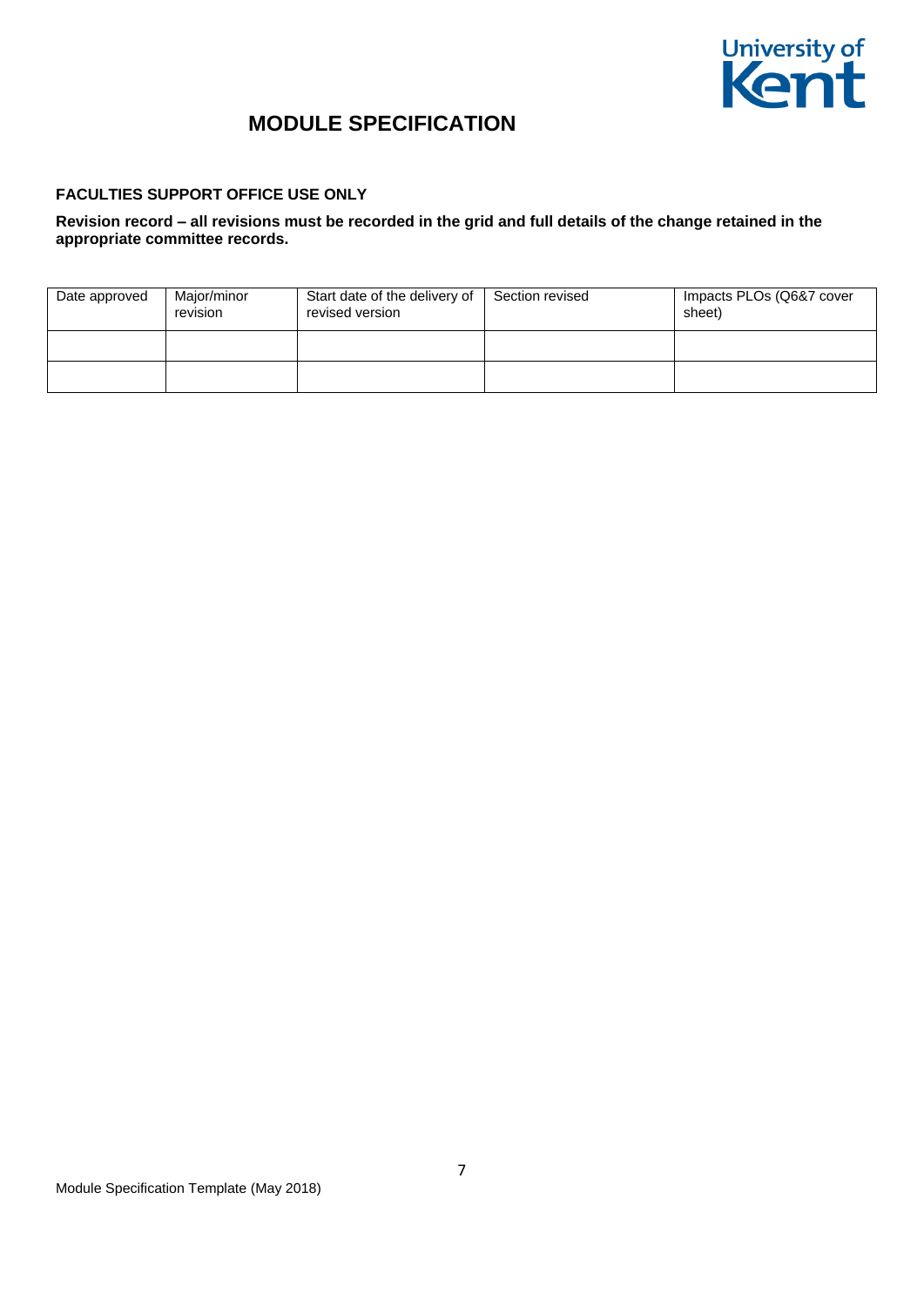# MODULE SPECIFICATION

**FACULTIES SUPPORT OFFICE USE ONLY**

**Revision record – all revisions must be recorded in the grid and full details of the change retained in the appropriate committee records.**

| Date approved | Major/minor revision | Start date of the delivery of revised version | Section revised | Impacts PLOs (Q6&7 cover sheet) |
|---|---|---|---|---|
| | | | | |
| | | | | |